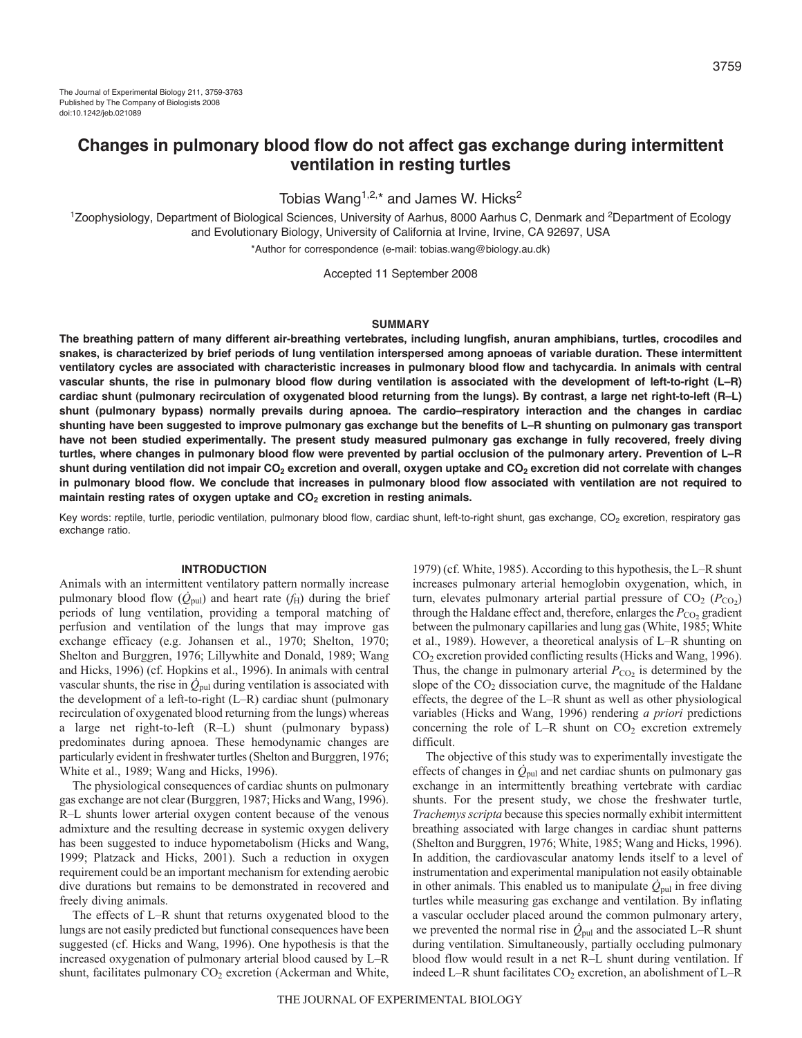# Changes in pulmonary blood flow do not affect gas exchange during intermittent ventilation in resting turtles

Tobias Wang[1,2,*] and James W. Hicks[2]

[1]Zoophysiology, Department of Biological Sciences, University of Aarhus, 8000 Aarhus C, Denmark and [2]Department of Ecology and Evolutionary Biology, University of California at Irvine, Irvine, CA 92697, USA

*Author for correspondence (e-mail: tobias.wang@biology.au.dk)

Accepted 11 September 2008

## SUMMARY

**The breathing pattern of many different air-breathing vertebrates, including lungfish, anuran amphibians, turtles, crocodiles and snakes, is characterized by brief periods of lung ventilation interspersed among apnoeas of variable duration. These intermittent ventilatory cycles are associated with characteristic increases in pulmonary blood flow and tachycardia. In animals with central vascular shunts, the rise in pulmonary blood flow during ventilation is associated with the development of left-to-right (L–R) cardiac shunt (pulmonary recirculation of oxygenated blood returning from the lungs). By contrast, a large net right-to-left (R–L) shunt (pulmonary bypass) normally prevails during apnoea. The cardio–respiratory interaction and the changes in cardiac shunting have been suggested to improve pulmonary gas exchange but the benefits of L–R shunting on pulmonary gas transport have not been studied experimentally. The present study measured pulmonary gas exchange in fully recovered, freely diving turtles, where changes in pulmonary blood flow were prevented by partial occlusion of the pulmonary artery. Prevention of L–R shunt during ventilation did not impair $CO_2$ excretion and overall, oxygen uptake and $CO_2$ excretion did not correlate with changes in pulmonary blood flow. We conclude that increases in pulmonary blood flow associated with ventilation are not required to maintain resting rates of oxygen uptake and $CO_2$ excretion in resting animals.**

Key words: reptile, turtle, periodic ventilation, pulmonary blood flow, cardiac shunt, left-to-right shunt, gas exchange, $CO_2$ excretion, respiratory gas exchange ratio.

## INTRODUCTION

Animals with an intermittent ventilatory pattern normally increase pulmonary blood flow ($\dot{Q}_{pul}$) and heart rate ($f_H$) during the brief periods of lung ventilation, providing a temporal matching of perfusion and ventilation of the lungs that may improve gas exchange efficacy (e.g. Johansen et al., 1970; Shelton, 1970; Shelton and Burggren, 1976; Lillywhite and Donald, 1989; Wang and Hicks, 1996) (cf. Hopkins et al., 1996). In animals with central vascular shunts, the rise in $\dot{Q}_{pul}$ during ventilation is associated with the development of a left-to-right (L–R) cardiac shunt (pulmonary recirculation of oxygenated blood returning from the lungs) whereas a large net right-to-left (R–L) shunt (pulmonary bypass) predominates during apnoea. These hemodynamic changes are particularly evident in freshwater turtles (Shelton and Burggren, 1976; White et al., 1989; Wang and Hicks, 1996).

The physiological consequences of cardiac shunts on pulmonary gas exchange are not clear (Burggren, 1987; Hicks and Wang, 1996). R–L shunts lower arterial oxygen content because of the venous admixture and the resulting decrease in systemic oxygen delivery has been suggested to induce hypometabolism (Hicks and Wang, 1999; Platzack and Hicks, 2001). Such a reduction in oxygen requirement could be an important mechanism for extending aerobic dive durations but remains to be demonstrated in recovered and freely diving animals.

The effects of L–R shunt that returns oxygenated blood to the lungs are not easily predicted but functional consequences have been suggested (cf. Hicks and Wang, 1996). One hypothesis is that the increased oxygenation of pulmonary arterial blood caused by L–R shunt, facilitates pulmonary $CO_2$ excretion (Ackerman and White, 1979) (cf. White, 1985). According to this hypothesis, the L–R shunt increases pulmonary arterial hemoglobin oxygenation, which, in turn, elevates pulmonary arterial partial pressure of $CO_2$ ($P_{CO_2}$) through the Haldane effect and, therefore, enlarges the $P_{CO_2}$ gradient between the pulmonary capillaries and lung gas (White, 1985; White et al., 1989). However, a theoretical analysis of L–R shunting on $CO_2$ excretion provided conflicting results (Hicks and Wang, 1996). Thus, the change in pulmonary arterial $P_{CO_2}$ is determined by the slope of the $CO_2$ dissociation curve, the magnitude of the Haldane effects, the degree of the L–R shunt as well as other physiological variables (Hicks and Wang, 1996) rendering *a priori* predictions concerning the role of L–R shunt on $CO_2$ excretion extremely difficult.

The objective of this study was to experimentally investigate the effects of changes in $\dot{Q}_{pul}$ and net cardiac shunts on pulmonary gas exchange in an intermittently breathing vertebrate with cardiac shunts. For the present study, we chose the freshwater turtle, *Trachemys scripta* because this species normally exhibit intermittent breathing associated with large changes in cardiac shunt patterns (Shelton and Burggren, 1976; White, 1985; Wang and Hicks, 1996). In addition, the cardiovascular anatomy lends itself to a level of instrumentation and experimental manipulation not easily obtainable in other animals. This enabled us to manipulate $\dot{Q}_{pul}$ in free diving turtles while measuring gas exchange and ventilation. By inflating a vascular occluder placed around the common pulmonary artery, we prevented the normal rise in $\dot{Q}_{pul}$ and the associated L–R shunt during ventilation. Simultaneously, partially occluding pulmonary blood flow would result in a net R–L shunt during ventilation. If indeed L–R shunt facilitates $CO_2$ excretion, an abolishment of L–R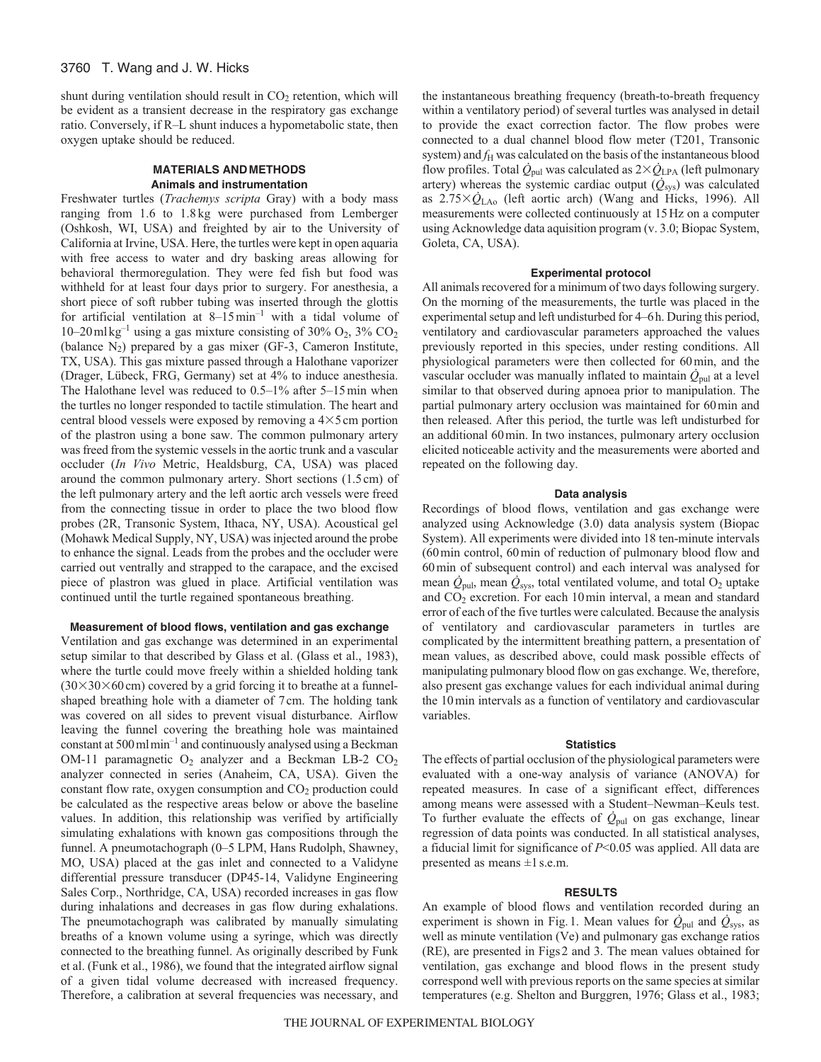shunt during ventilation should result in $CO_2$ retention, which will be evident as a transient decrease in the respiratory gas exchange ratio. Conversely, if R–L shunt induces a hypometabolic state, then oxygen uptake should be reduced.

## MATERIALS AND METHODS

### Animals and instrumentation

Freshwater turtles (*Trachemys scripta* Gray) with a body mass ranging from 1.6 to 1.8 kg were purchased from Lemberger (Oshkosh, WI, USA) and freighted by air to the University of California at Irvine, USA. Here, the turtles were kept in open aquaria with free access to water and dry basking areas allowing for behavioral thermoregulation. They were fed fish but food was withheld for at least four days prior to surgery. For anesthesia, a short piece of soft rubber tubing was inserted through the glottis for artificial ventilation at 8–15 $min^{-1}$ with a tidal volume of 10–20 ml $kg^{-1}$ using a gas mixture consisting of 30% $O_2$, 3% $CO_2$ (balance $N_2$) prepared by a gas mixer (GF-3, Cameron Institute, TX, USA). This gas mixture passed through a Halothane vaporizer (Drager, Lübeck, FRG, Germany) set at 4% to induce anesthesia. The Halothane level was reduced to 0.5–1% after 5–15 min when the turtles no longer responded to tactile stimulation. The heart and central blood vessels were exposed by removing a 4×5 cm portion of the plastron using a bone saw. The common pulmonary artery was freed from the systemic vessels in the aortic trunk and a vascular occluder (*In Vivo* Metric, Healdsburg, CA, USA) was placed around the common pulmonary artery. Short sections (1.5 cm) of the left pulmonary artery and the left aortic arch vessels were freed from the connecting tissue in order to place the two blood flow probes (2R, Transonic System, Ithaca, NY, USA). Acoustical gel (Mohawk Medical Supply, NY, USA) was injected around the probe to enhance the signal. Leads from the probes and the occluder were carried out ventrally and strapped to the carapace, and the excised piece of plastron was glued in place. Artificial ventilation was continued until the turtle regained spontaneous breathing.

### Measurement of blood flows, ventilation and gas exchange

Ventilation and gas exchange was determined in an experimental setup similar to that described by Glass et al. (Glass et al., 1983), where the turtle could move freely within a shielded holding tank (30×30×60 cm) covered by a grid forcing it to breathe at a funnel-shaped breathing hole with a diameter of 7 cm. The holding tank was covered on all sides to prevent visual disturbance. Airflow leaving the funnel covering the breathing hole was maintained constant at 500 ml $min^{-1}$ and continuously analysed using a Beckman OM-11 paramagnetic $O_2$ analyzer and a Beckman LB-2 $CO_2$ analyzer connected in series (Anaheim, CA, USA). Given the constant flow rate, oxygen consumption and $CO_2$ production could be calculated as the respective areas below or above the baseline values. In addition, this relationship was verified by artificially simulating exhalations with known gas compositions through the funnel. A pneumotachograph (0–5 LPM, Hans Rudolph, Shawney, MO, USA) placed at the gas inlet and connected to a Validyne differential pressure transducer (DP45-14, Validyne Engineering Sales Corp., Northridge, CA, USA) recorded increases in gas flow during inhalations and decreases in gas flow during exhalations. The pneumotachograph was calibrated by manually simulating breaths of a known volume using a syringe, which was directly connected to the breathing funnel. As originally described by Funk et al. (Funk et al., 1986), we found that the integrated airflow signal of a given tidal volume decreased with increased frequency. Therefore, a calibration at several frequencies was necessary, and the instantaneous breathing frequency (breath-to-breath frequency within a ventilatory period) of several turtles was analysed in detail to provide the exact correction factor. The flow probes were connected to a dual channel blood flow meter (T201, Transonic system) and $f_H$ was calculated on the basis of the instantaneous blood flow profiles. Total $\dot{Q}_{pul}$ was calculated as $2\times\dot{Q}_{LPA}$ (left pulmonary artery) whereas the systemic cardiac output ($\dot{Q}_{sys}$) was calculated as $2.75\times\dot{Q}_{LAo}$ (left aortic arch) (Wang and Hicks, 1996). All measurements were collected continuously at 15 Hz on a computer using Acknowledge data aquisition program (v. 3.0; Biopac System, Goleta, CA, USA).

### Experimental protocol

All animals recovered for a minimum of two days following surgery. On the morning of the measurements, the turtle was placed in the experimental setup and left undisturbed for 4–6 h. During this period, ventilatory and cardiovascular parameters approached the values previously reported in this species, under resting conditions. All physiological parameters were then collected for 60 min, and the vascular occluder was manually inflated to maintain $\dot{Q}_{pul}$ at a level similar to that observed during apnoea prior to manipulation. The partial pulmonary artery occlusion was maintained for 60 min and then released. After this period, the turtle was left undisturbed for an additional 60 min. In two instances, pulmonary artery occlusion elicited noticeable activity and the measurements were aborted and repeated on the following day.

### Data analysis

Recordings of blood flows, ventilation and gas exchange were analyzed using Acknowledge (3.0) data analysis system (Biopac System). All experiments were divided into 18 ten-minute intervals (60 min control, 60 min of reduction of pulmonary blood flow and 60 min of subsequent control) and each interval was analysed for mean $\dot{Q}_{pul}$, mean $\dot{Q}_{sys}$, total ventilated volume, and total $O_2$ uptake and $CO_2$ excretion. For each 10 min interval, a mean and standard error of each of the five turtles were calculated. Because the analysis of ventilatory and cardiovascular parameters in turtles are complicated by the intermittent breathing pattern, a presentation of mean values, as described above, could mask possible effects of manipulating pulmonary blood flow on gas exchange. We, therefore, also present gas exchange values for each individual animal during the 10 min intervals as a function of ventilatory and cardiovascular variables.

### Statistics

The effects of partial occlusion of the physiological parameters were evaluated with a one-way analysis of variance (ANOVA) for repeated measures. In case of a significant effect, differences among means were assessed with a Student–Newman–Keuls test. To further evaluate the effects of $\dot{Q}_{pul}$ on gas exchange, linear regression of data points was conducted. In all statistical analyses, a fiducial limit for significance of $P<0.05$ was applied. All data are presented as means ±1 s.e.m.

## RESULTS

An example of blood flows and ventilation recorded during an experiment is shown in Fig. 1. Mean values for $\dot{Q}_{pul}$ and $\dot{Q}_{sys}$, as well as minute ventilation (Ve) and pulmonary gas exchange ratios (RE), are presented in Figs 2 and 3. The mean values obtained for ventilation, gas exchange and blood flows in the present study correspond well with previous reports on the same species at similar temperatures (e.g. Shelton and Burggren, 1976; Glass et al., 1983;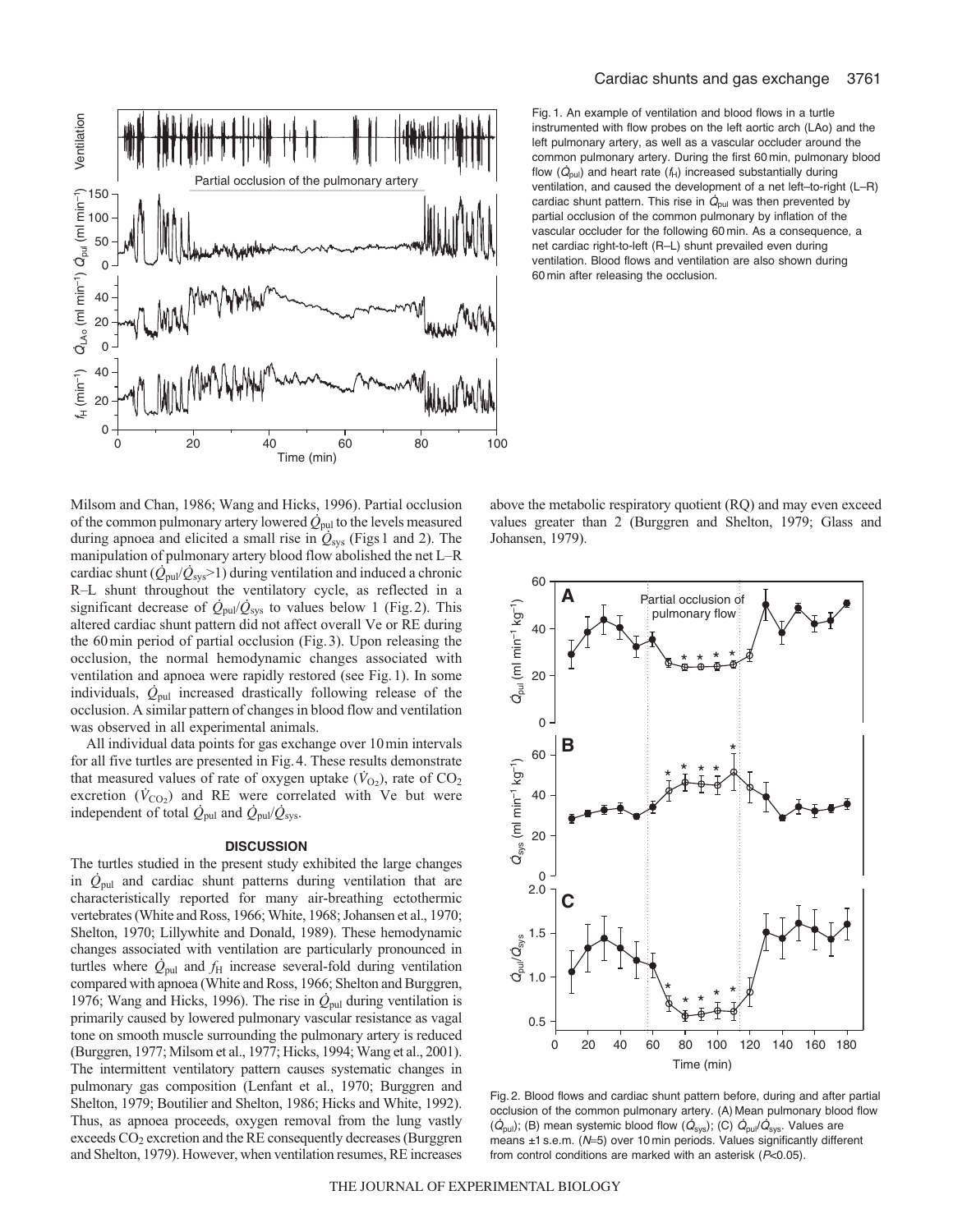Fig. 1. An example of ventilation and blood flows in a turtle instrumented with flow probes on the left aortic arch (LAo) and the left pulmonary artery, as well as a vascular occluder around the common pulmonary artery. During the first 60 min, pulmonary blood flow ($\dot{Q}_{pul}$) and heart rate ($f_H$) increased substantially during ventilation, and caused the development of a net left–to-right (L–R) cardiac shunt pattern. This rise in $\dot{Q}_{pul}$ was then prevented by partial occlusion of the common pulmonary by inflation of the vascular occluder for the following 60 min. As a consequence, a net cardiac right-to-left (R–L) shunt prevailed even during ventilation. Blood flows and ventilation are also shown during 60 min after releasing the occlusion.

Milsom and Chan, 1986; Wang and Hicks, 1996). Partial occlusion of the common pulmonary artery lowered $\dot{Q}_{pul}$ to the levels measured during apnoea and elicited a small rise in $\dot{Q}_{sys}$ (Figs 1 and 2). The manipulation of pulmonary artery blood flow abolished the net L–R cardiac shunt ($\dot{Q}_{pul}/\dot{Q}_{sys}$>1) during ventilation and induced a chronic R–L shunt throughout the ventilatory cycle, as reflected in a significant decrease of $\dot{Q}_{pul}/\dot{Q}_{sys}$ to values below 1 (Fig. 2). This altered cardiac shunt pattern did not affect overall Ve or RE during the 60 min period of partial occlusion (Fig. 3). Upon releasing the occlusion, the normal hemodynamic changes associated with ventilation and apnoea were rapidly restored (see Fig. 1). In some individuals, $\dot{Q}_{pul}$ increased drastically following release of the occlusion. A similar pattern of changes in blood flow and ventilation was observed in all experimental animals.

All individual data points for gas exchange over 10 min intervals for all five turtles are presented in Fig. 4. These results demonstrate that measured values of rate of oxygen uptake ($\dot{V}_{O_2}$), rate of $CO_2$ excretion ($\dot{V}_{CO_2}$) and RE were correlated with Ve but were independent of total $\dot{Q}_{pul}$ and $\dot{Q}_{pul}/\dot{Q}_{sys}$.

## DISCUSSION

The turtles studied in the present study exhibited the large changes in $\dot{Q}_{pul}$ and cardiac shunt patterns during ventilation that are characteristically reported for many air-breathing ectothermic vertebrates (White and Ross, 1966; White, 1968; Johansen et al., 1970; Shelton, 1970; Lillywhite and Donald, 1989). These hemodynamic changes associated with ventilation are particularly pronounced in turtles where $\dot{Q}_{pul}$ and $f_H$ increase several-fold during ventilation compared with apnoea (White and Ross, 1966; Shelton and Burggren, 1976; Wang and Hicks, 1996). The rise in $\dot{Q}_{pul}$ during ventilation is primarily caused by lowered pulmonary vascular resistance as vagal tone on smooth muscle surrounding the pulmonary artery is reduced (Burggren, 1977; Milsom et al., 1977; Hicks, 1994; Wang et al., 2001). The intermittent ventilatory pattern causes systematic changes in pulmonary gas composition (Lenfant et al., 1970; Burggren and Shelton, 1979; Boutilier and Shelton, 1986; Hicks and White, 1992). Thus, as apnoea proceeds, oxygen removal from the lung vastly exceeds $CO_2$ excretion and the RE consequently decreases (Burggren and Shelton, 1979). However, when ventilation resumes, RE increases above the metabolic respiratory quotient (RQ) and may even exceed values greater than 2 (Burggren and Shelton, 1979; Glass and Johansen, 1979).

Fig. 2. Blood flows and cardiac shunt pattern before, during and after partial occlusion of the common pulmonary artery. (A) Mean pulmonary blood flow ($\dot{Q}_{pul}$); (B) mean systemic blood flow ($\dot{Q}_{sys}$); (C) $\dot{Q}_{pul}/\dot{Q}_{sys}$. Values are means ±1 s.e.m. ($N$=5) over 10 min periods. Values significantly different from control conditions are marked with an asterisk ($P$<0.05).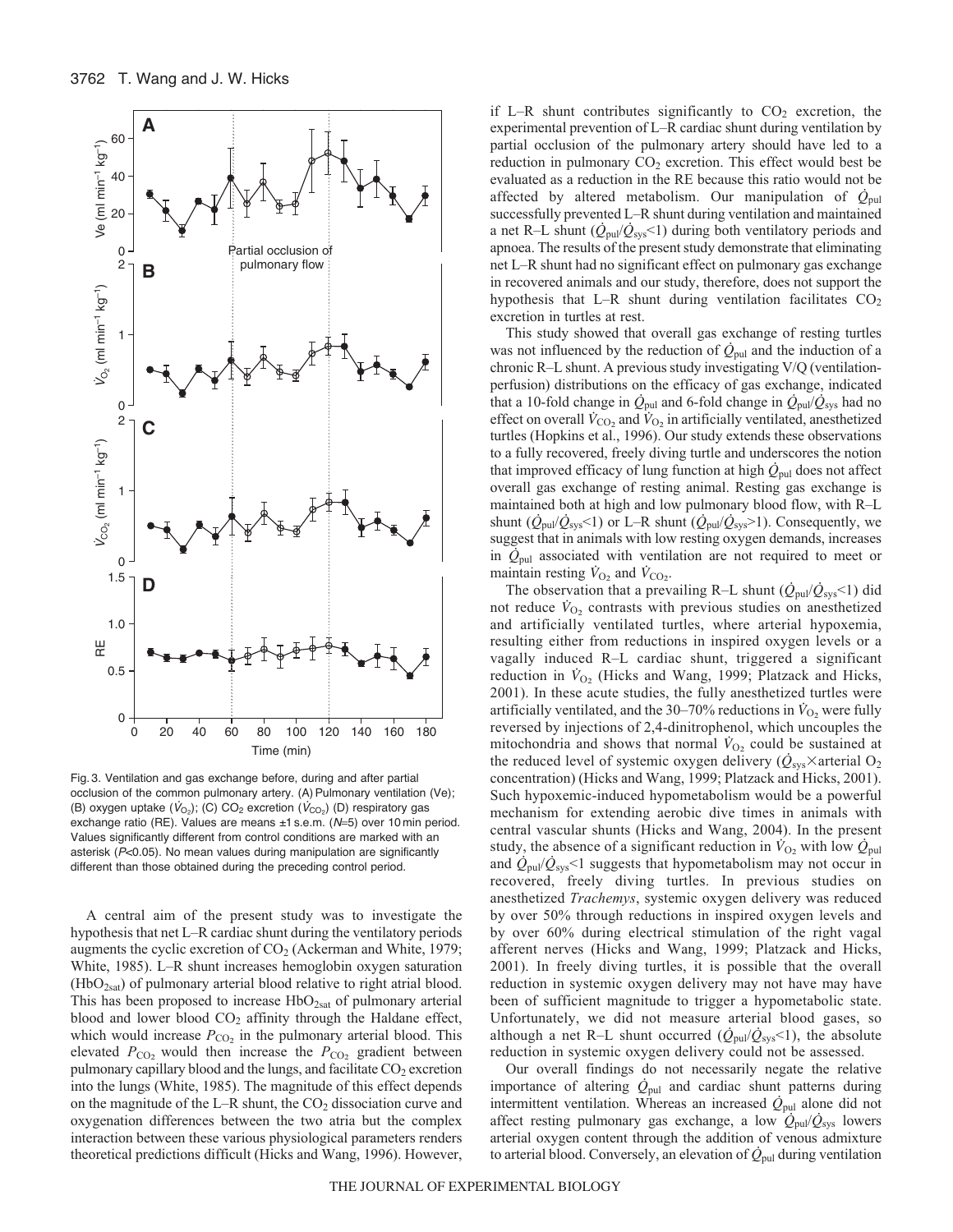Fig. 3. Ventilation and gas exchange before, during and after partial occlusion of the common pulmonary artery. (A) Pulmonary ventilation (Ve); (B) oxygen uptake ($\dot{V}_{O_2}$); (C) $CO_2$ excretion ($\dot{V}_{CO_2}$) (D) respiratory gas exchange ratio (RE). Values are means ±1 s.e.m. ($N$=5) over 10 min period. Values significantly different from control conditions are marked with an asterisk ($P$<0.05). No mean values during manipulation are significantly different than those obtained during the preceding control period.

A central aim of the present study was to investigate the hypothesis that net L–R cardiac shunt during the ventilatory periods augments the cyclic excretion of $CO_2$ (Ackerman and White, 1979; White, 1985). L–R shunt increases hemoglobin oxygen saturation ($HbO_{2sat}$) of pulmonary arterial blood relative to right atrial blood. This has been proposed to increase $HbO_{2sat}$ of pulmonary arterial blood and lower blood $CO_2$ affinity through the Haldane effect, which would increase $P_{CO_2}$ in the pulmonary arterial blood. This elevated $P_{CO_2}$ would then increase the $P_{CO_2}$ gradient between pulmonary capillary blood and the lungs, and facilitate $CO_2$ excretion into the lungs (White, 1985). The magnitude of this effect depends on the magnitude of the L–R shunt, the $CO_2$ dissociation curve and oxygenation differences between the two atria but the complex interaction between these various physiological parameters renders theoretical predictions difficult (Hicks and Wang, 1996). However, if L–R shunt contributes significantly to $CO_2$ excretion, the experimental prevention of L–R cardiac shunt during ventilation by partial occlusion of the pulmonary artery should have led to a reduction in pulmonary $CO_2$ excretion. This effect would best be evaluated as a reduction in the RE because this ratio would not be affected by altered metabolism. Our manipulation of $\dot{Q}_{pul}$ successfully prevented L–R shunt during ventilation and maintained a net R–L shunt ($\dot{Q}_{pul}/\dot{Q}_{sys}$<1) during both ventilatory periods and apnoea. The results of the present study demonstrate that eliminating net L–R shunt had no significant effect on pulmonary gas exchange in recovered animals and our study, therefore, does not support the hypothesis that L–R shunt during ventilation facilitates $CO_2$ excretion in turtles at rest.

This study showed that overall gas exchange of resting turtles was not influenced by the reduction of $\dot{Q}_{pul}$ and the induction of a chronic R–L shunt. A previous study investigating V/Q (ventilation-perfusion) distributions on the efficacy of gas exchange, indicated that a 10-fold change in $\dot{Q}_{pul}$ and 6-fold change in $\dot{Q}_{pul}/\dot{Q}_{sys}$ had no effect on overall $\dot{V}_{CO_2}$ and $\dot{V}_{O_2}$ in artificially ventilated, anesthetized turtles (Hopkins et al., 1996). Our study extends these observations to a fully recovered, freely diving turtle and underscores the notion that improved efficacy of lung function at high $\dot{Q}_{pul}$ does not affect overall gas exchange of resting animal. Resting gas exchange is maintained both at high and low pulmonary blood flow, with R–L shunt ($\dot{Q}_{pul}/\dot{Q}_{sys}$<1) or L–R shunt ($\dot{Q}_{pul}/\dot{Q}_{sys}$>1). Consequently, we suggest that in animals with low resting oxygen demands, increases in $\dot{Q}_{pul}$ associated with ventilation are not required to meet or maintain resting $\dot{V}_{O_2}$ and $\dot{V}_{CO_2}$.

The observation that a prevailing R–L shunt ($\dot{Q}_{pul}/\dot{Q}_{sys}$<1) did not reduce $\dot{V}_{O_2}$ contrasts with previous studies on anesthetized and artificially ventilated turtles, where arterial hypoxemia, resulting either from reductions in inspired oxygen levels or a vagally induced R–L cardiac shunt, triggered a significant reduction in $\dot{V}_{O_2}$ (Hicks and Wang, 1999; Platzack and Hicks, 2001). In these acute studies, the fully anesthetized turtles were artificially ventilated, and the 30–70% reductions in $\dot{V}_{O_2}$ were fully reversed by injections of 2,4-dinitrophenol, which uncouples the mitochondria and shows that normal $\dot{V}_{O_2}$ could be sustained at the reduced level of systemic oxygen delivery ($\dot{Q}_{sys}$×arterial $O_2$ concentration) (Hicks and Wang, 1999; Platzack and Hicks, 2001). Such hypoxemic-induced hypometabolism would be a powerful mechanism for extending aerobic dive times in animals with central vascular shunts (Hicks and Wang, 2004). In the present study, the absence of a significant reduction in $\dot{V}_{O_2}$ with low $\dot{Q}_{pul}$ and $\dot{Q}_{pul}/\dot{Q}_{sys}$<1 suggests that hypometabolism may not occur in recovered, freely diving turtles. In previous studies on anesthetized *Trachemys*, systemic oxygen delivery was reduced by over 50% through reductions in inspired oxygen levels and by over 60% during electrical stimulation of the right vagal afferent nerves (Hicks and Wang, 1999; Platzack and Hicks, 2001). In freely diving turtles, it is possible that the overall reduction in systemic oxygen delivery may not have may have been of sufficient magnitude to trigger a hypometabolic state. Unfortunately, we did not measure arterial blood gases, so although a net R–L shunt occurred ($\dot{Q}_{pul}/\dot{Q}_{sys}$<1), the absolute reduction in systemic oxygen delivery could not be assessed.

Our overall findings do not necessarily negate the relative importance of altering $\dot{Q}_{pul}$ and cardiac shunt patterns during intermittent ventilation. Whereas an increased $\dot{Q}_{pul}$ alone did not affect resting pulmonary gas exchange, a low $\dot{Q}_{pul}/\dot{Q}_{sys}$ lowers arterial oxygen content through the addition of venous admixture to arterial blood. Conversely, an elevation of $\dot{Q}_{pul}$ during ventilation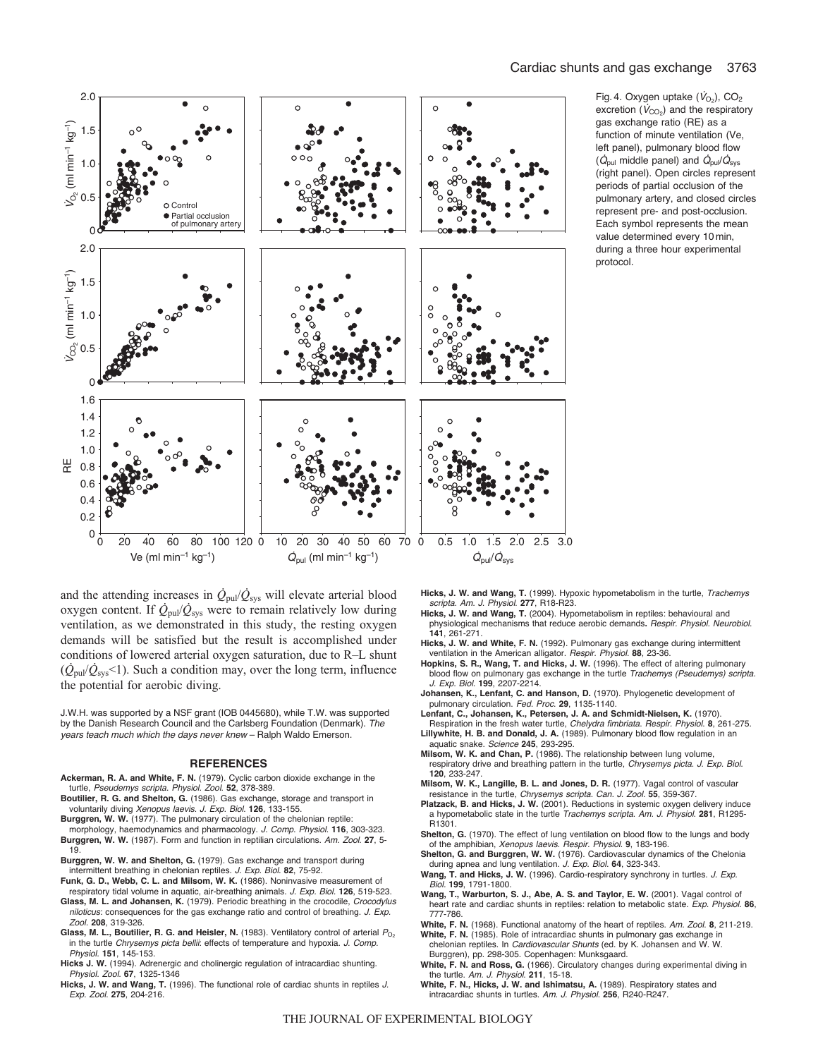2.0
$\dot{V}_{O_2}$ (ml min$^{-1}$ kg$^{-1}$)
1.5
1.0
0.5
0
○ Control
● Partial occlusion of pulmonary artery

2.0
$\dot{V}_{CO_2}$ (ml min$^{-1}$ kg$^{-1}$)
1.5
1.0
0.5
0

1.6
1.4
1.2
1.0
RE
0.8
0.6
0.4
0.2
0

0 20 40 60 80 100 120
Ve (ml min$^{-1}$ kg$^{-1}$)

0 10 20 30 40 50 60 70
$\dot{Q}_{pul}$ (ml min$^{-1}$ kg$^{-1}$)

0 0.5 1.0 1.5 2.0 2.5 3.0
$\dot{Q}_{pul}/\dot{Q}_{sys}$

Fig. 4. Oxygen uptake ($\dot{V}_{O_2}$), $CO_2$ excretion ($\dot{V}_{CO_2}$) and the respiratory gas exchange ratio (RE) as a function of minute ventilation (Ve, left panel), pulmonary blood flow ($\dot{Q}_{pul}$ middle panel) and $\dot{Q}_{pul}/\dot{Q}_{sys}$ (right panel). Open circles represent periods of partial occlusion of the pulmonary artery, and closed circles represent pre- and post-occlusion. Each symbol represents the mean value determined every 10 min, during a three hour experimental protocol.

and the attending increases in $\dot{Q}_{pul}/\dot{Q}_{sys}$ will elevate arterial blood oxygen content. If $\dot{Q}_{pul}/\dot{Q}_{sys}$ were to remain relatively low during ventilation, as we demonstrated in this study, the resting oxygen demands will be satisfied but the result is accomplished under conditions of lowered arterial oxygen saturation, due to R–L shunt ($\dot{Q}_{pul}/\dot{Q}_{sys}$<1). Such a condition may, over the long term, influence the potential for aerobic diving.

J.W.H. was supported by a NSF grant (IOB 0445680), while T.W. was supported by the Danish Research Council and the Carlsberg Foundation (Denmark). *The years teach much which the days never knew* – Ralph Waldo Emerson.

## REFERENCES

**Ackerman, R. A. and White, F. N.** (1979). Cyclic carbon dioxide exchange in the turtle, *Pseudemys scripta*. *Physiol. Zool.* **52**, 378-389.

**Boutilier, R. G. and Shelton, G.** (1986). Gas exchange, storage and transport in voluntarily diving *Xenopus laevis*. *J. Exp. Biol.* **126**, 133-155.

**Burggren, W. W.** (1977). The pulmonary circulation of the chelonian reptile: morphology, haemodynamics and pharmacology. *J. Comp. Physiol.* **116**, 303-323.

**Burggren, W. W.** (1987). Form and function in reptilian circulations. *Am. Zool.* **27**, 5-19.

**Burggren, W. W. and Shelton, G.** (1979). Gas exchange and transport during intermittent breathing in chelonian reptiles. *J. Exp. Biol.* **82**, 75-92.

**Funk, G. D., Webb, C. L. and Milsom, W. K.** (1986). Noninvasive measurement of respiratory tidal volume in aquatic, air-breathing animals. *J. Exp. Biol.* **126**, 519-523.

**Glass, M. L. and Johansen, K.** (1979). Periodic breathing in the crocodile, *Crocodylus niloticus*: consequences for the gas exchange ratio and control of breathing. *J. Exp. Zool.* **208**, 319-326.

**Glass, M. L., Boutilier, R. G. and Heisler, N.** (1983). Ventilatory control of arterial $P_{O_2}$ in the turtle *Chrysemys picta bellii*: effects of temperature and hypoxia. *J. Comp. Physiol.* **151**, 145-153.

**Hicks J. W.** (1994). Adrenergic and cholinergic regulation of intracardiac shunting. *Physiol. Zool.* **67**, 1325-1346

**Hicks, J. W. and Wang, T.** (1996). The functional role of cardiac shunts in reptiles *J. Exp. Zool.* **275**, 204-216.

**Hicks, J. W. and Wang, T.** (1999). Hypoxic hypometabolism in the turtle, *Trachemys scripta*. *Am. J. Physiol.* **277**, R18-R23.

**Hicks, J. W. and Wang, T.** (2004). Hypometabolism in reptiles: behavioural and physiological mechanisms that reduce aerobic demands**.** *Respir. Physiol. Neurobiol.* **141**, 261-271.

**Hicks, J. W. and White, F. N.** (1992). Pulmonary gas exchange during intermittent ventilation in the American alligator. *Respir. Physiol.* **88**, 23-36.

**Hopkins, S. R., Wang, T. and Hicks, J. W.** (1996). The effect of altering pulmonary blood flow on pulmonary gas exchange in the turtle *Trachemys (Pseudemys) scripta*. *J. Exp. Biol.* **199**, 2207-2214.

**Johansen, K., Lenfant, C. and Hanson, D.** (1970). Phylogenetic development of pulmonary circulation. *Fed. Proc.* **29**, 1135-1140.

**Lenfant, C., Johansen, K., Petersen, J. A. and Schmidt-Nielsen, K.** (1970). Respiration in the fresh water turtle, *Chelydra fimbriata*. *Respir. Physiol.* **8**, 261-275.

**Lillywhite, H. B. and Donald, J. A.** (1989). Pulmonary blood flow regulation in an aquatic snake. *Science* **245**, 293-295.

**Milsom, W. K. and Chan, P.** (1986). The relationship between lung volume, respiratory drive and breathing pattern in the turtle, *Chrysemys picta*. *J. Exp. Biol.* **120**, 233-247.

**Milsom, W. K., Langille, B. L. and Jones, D. R.** (1977). Vagal control of vascular resistance in the turtle, *Chrysemys scripta*. *Can. J. Zool.* **55**, 359-367.

**Platzack, B. and Hicks, J. W.** (2001). Reductions in systemic oxygen delivery induce a hypometabolic state in the turtle *Trachemys scripta*. *Am. J. Physiol.* **281**, R1295-R1301.

**Shelton, G.** (1970). The effect of lung ventilation on blood flow to the lungs and body of the amphibian, *Xenopus laevis*. *Respir. Physiol.* **9**, 183-196.

**Shelton, G. and Burggren, W. W.** (1976). Cardiovascular dynamics of the Chelonia during apnea and lung ventilation. *J. Exp. Biol.* **64**, 323-343.

**Wang, T. and Hicks, J. W.** (1996). Cardio-respiratory synchrony in turtles. *J. Exp. Biol.* **199**, 1791-1800.

**Wang, T., Warburton, S. J., Abe, A. S. and Taylor, E. W.** (2001). Vagal control of heart rate and cardiac shunts in reptiles: relation to metabolic state. *Exp. Physiol.* **86**, 777-786.

**White, F. N.** (1968). Functional anatomy of the heart of reptiles. *Am. Zool.* **8**, 211-219.

**White, F. N.** (1985). Role of intracardiac shunts in pulmonary gas exchange in chelonian reptiles. In *Cardiovascular Shunts* (ed. by K. Johansen and W. W. Burggren), pp. 298-305. Copenhagen: Munksgaard.

**White, F. N. and Ross, G.** (1966). Circulatory changes during experimental diving in the turtle. *Am. J. Physiol.* **211**, 15-18.

**White, F. N., Hicks, J. W. and Ishimatsu, A.** (1989). Respiratory states and intracardiac shunts in turtles. *Am. J. Physiol.* **256**, R240-R247.